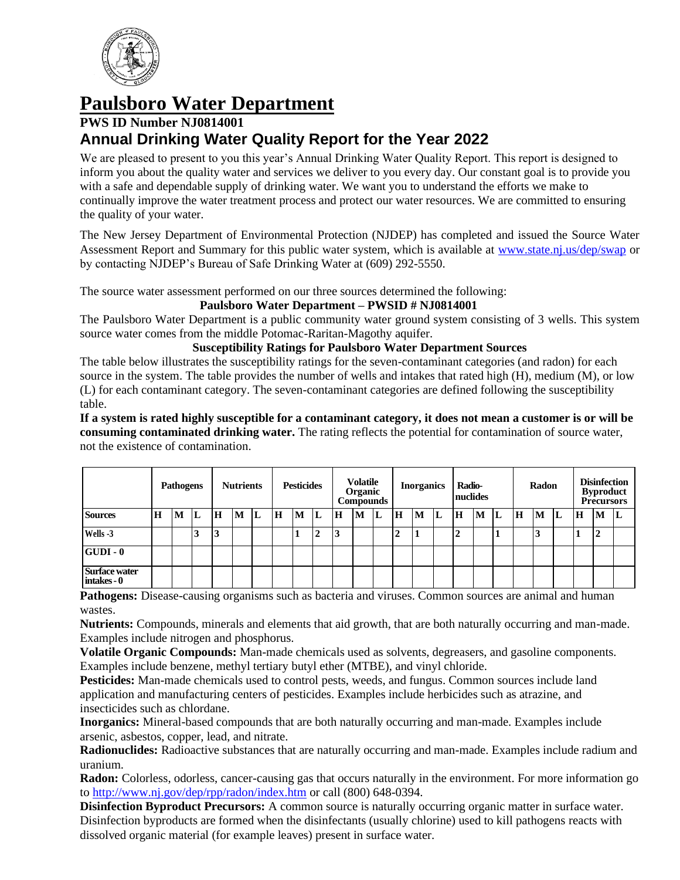# Paulsboro Water Department

**PWS ID Number NJ0814001**

## Annual Drinking Water Quality Report for the Year 2022

We are pleased to present to you this year's Annual Drinking Water Quality Report. This report is designed to inform you about the quality water and services we deliver to you every day. Our constant goal is to provide you with a safe and dependable supply of drinking water. We want you to understand the efforts we make to continually improve the water treatment process and protect our water resources. We are committed to ensuring the quality of your water.

The New Jersey Department of Environmental Protection (NJDEP) has completed and issued the Source Water Assessment Report and Summary for this public water system, which is available at www.state.nj.us/dep/swap or by contacting NJDEP's Bureau of Safe Drinking Water at (609) 292-5550.

The source water assessment performed on our three sources determined the following:

**Paulsboro Water Department – PWSID # NJ0814001**

The Paulsboro Water Department is a public community water ground system consisting of 3 wells. This system source water comes from the middle Potomac-Raritan-Magothy aquifer.

**Susceptibility Ratings for Paulsboro Water Department Sources**

The table below illustrates the susceptibility ratings for the seven-contaminant categories (and radon) for each source in the system. The table provides the number of wells and intakes that rated high (H), medium (M), or low (L) for each contaminant category. The seven-contaminant categories are defined following the susceptibility table.

**If a system is rated highly susceptible for a contaminant category, it does not mean a customer is or will be consuming contaminated drinking water.** The rating reflects the potential for contamination of source water, not the existence of contamination.

| | Pathogens | | | Nutrients | | | Pesticides | | | Volatile Organic Compounds | | | Inorganics | | | Radio-nuclides | | | Radon | | | Disinfection Byproduct Precursors | | |
|---|---|---|---|---|---|---|---|---|---|---|---|---|---|---|---|---|---|---|---|---|---|---|---|---|
| **Sources** | **H** | **M** | **L** | **H** | **M** | **L** | **H** | **M** | **L** | **H** | **M** | **L** | **H** | **M** | **L** | **H** | **M** | **L** | **H** | **M** | **L** | **H** | **M** | **L** |
| **Wells -3** | | | 3 | 3 | | | | 1 | 2 | 3 | | | 2 | 1 | | 2 | | 1 | | 3 | | 1 | 2 | |
| **GUDI - 0** | | | | | | | | | | | | | | | | | | | | | | | | |
| **Surface water intakes - 0** | | | | | | | | | | | | | | | | | | | | | | | | |

**Pathogens:** Disease-causing organisms such as bacteria and viruses. Common sources are animal and human wastes.

**Nutrients:** Compounds, minerals and elements that aid growth, that are both naturally occurring and man-made. Examples include nitrogen and phosphorus.

**Volatile Organic Compounds:** Man-made chemicals used as solvents, degreasers, and gasoline components. Examples include benzene, methyl tertiary butyl ether (MTBE), and vinyl chloride.

**Pesticides:** Man-made chemicals used to control pests, weeds, and fungus. Common sources include land application and manufacturing centers of pesticides. Examples include herbicides such as atrazine, and insecticides such as chlordane.

**Inorganics:** Mineral-based compounds that are both naturally occurring and man-made. Examples include arsenic, asbestos, copper, lead, and nitrate.

**Radionuclides:** Radioactive substances that are naturally occurring and man-made. Examples include radium and uranium.

**Radon:** Colorless, odorless, cancer-causing gas that occurs naturally in the environment. For more information go to http://www.nj.gov/dep/rpp/radon/index.htm or call (800) 648-0394.

**Disinfection Byproduct Precursors:** A common source is naturally occurring organic matter in surface water. Disinfection byproducts are formed when the disinfectants (usually chlorine) used to kill pathogens reacts with dissolved organic material (for example leaves) present in surface water.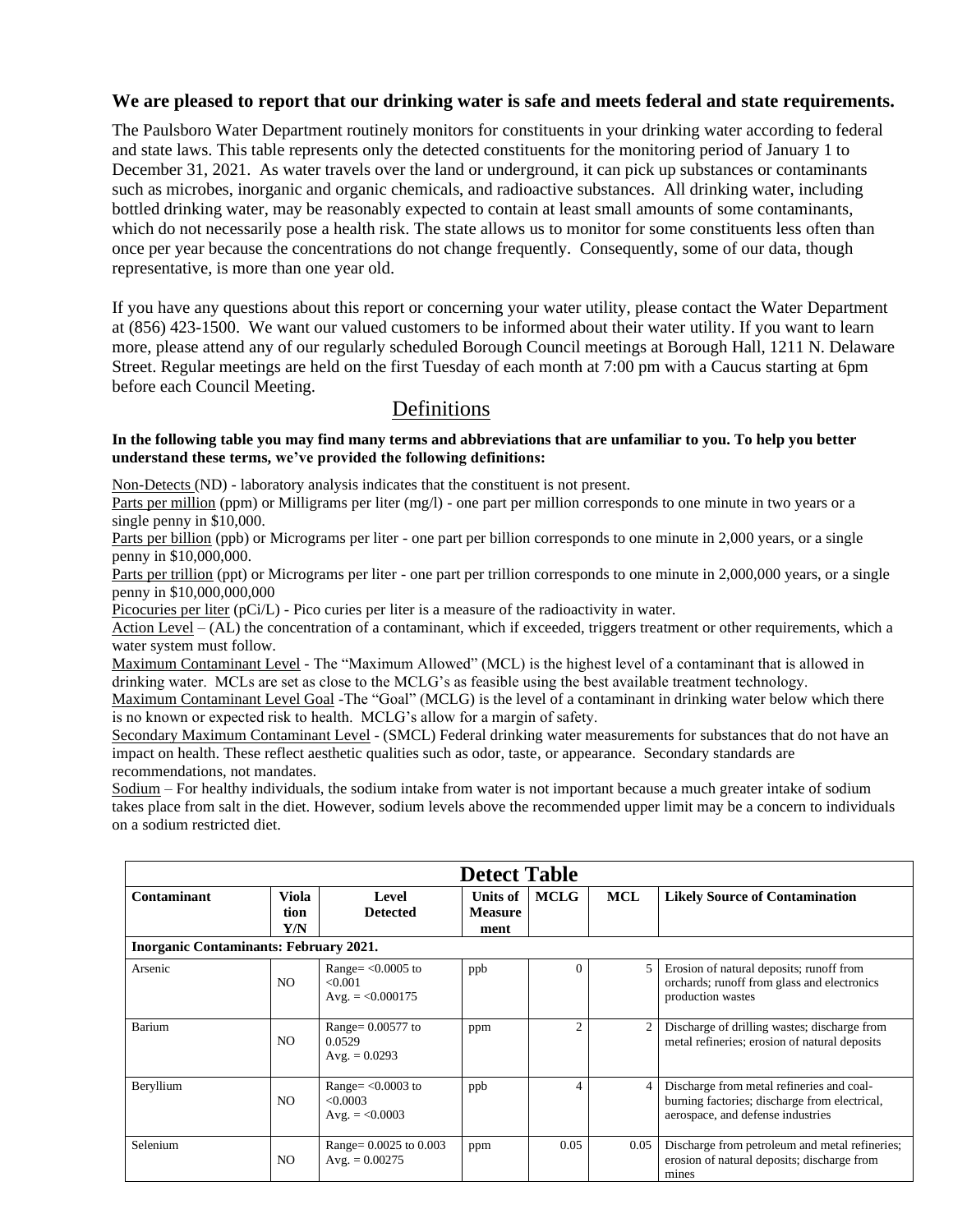**We are pleased to report that our drinking water is safe and meets federal and state requirements.**

The Paulsboro Water Department routinely monitors for constituents in your drinking water according to federal and state laws. This table represents only the detected constituents for the monitoring period of January 1 to December 31, 2021. As water travels over the land or underground, it can pick up substances or contaminants such as microbes, inorganic and organic chemicals, and radioactive substances. All drinking water, including bottled drinking water, may be reasonably expected to contain at least small amounts of some contaminants, which do not necessarily pose a health risk. The state allows us to monitor for some constituents less often than once per year because the concentrations do not change frequently. Consequently, some of our data, though representative, is more than one year old.

If you have any questions about this report or concerning your water utility, please contact the Water Department at (856) 423-1500. We want our valued customers to be informed about their water utility. If you want to learn more, please attend any of our regularly scheduled Borough Council meetings at Borough Hall, 1211 N. Delaware Street. Regular meetings are held on the first Tuesday of each month at 7:00 pm with a Caucus starting at 6pm before each Council Meeting.

## Definitions

**In the following table you may find many terms and abbreviations that are unfamiliar to you. To help you better understand these terms, we've provided the following definitions:**

Non-Detects (ND) - laboratory analysis indicates that the constituent is not present.
Parts per million (ppm) or Milligrams per liter (mg/l) - one part per million corresponds to one minute in two years or a single penny in $10,000.
Parts per billion (ppb) or Micrograms per liter - one part per billion corresponds to one minute in 2,000 years, or a single penny in $10,000,000.
Parts per trillion (ppt) or Micrograms per liter - one part per trillion corresponds to one minute in 2,000,000 years, or a single penny in $10,000,000,000
Picocuries per liter (pCi/L) - Pico curies per liter is a measure of the radioactivity in water.
Action Level – (AL) the concentration of a contaminant, which if exceeded, triggers treatment or other requirements, which a water system must follow.
Maximum Contaminant Level - The "Maximum Allowed" (MCL) is the highest level of a contaminant that is allowed in drinking water. MCLs are set as close to the MCLG's as feasible using the best available treatment technology.
Maximum Contaminant Level Goal -The "Goal" (MCLG) is the level of a contaminant in drinking water below which there is no known or expected risk to health. MCLG's allow for a margin of safety.
Secondary Maximum Contaminant Level - (SMCL) Federal drinking water measurements for substances that do not have an impact on health. These reflect aesthetic qualities such as odor, taste, or appearance. Secondary standards are recommendations, not mandates.
Sodium – For healthy individuals, the sodium intake from water is not important because a much greater intake of sodium takes place from salt in the diet. However, sodium levels above the recommended upper limit may be a concern to individuals on a sodium restricted diet.

**Detect Table**

| Contaminant | Violation Y/N | Level Detected | Units of Measurement | MCLG | MCL | Likely Source of Contamination |
|---|---|---|---|---|---|---|
| **Inorganic Contaminants: February 2021.** | | | | | | |
| Arsenic | NO | Range= <0.0005 to <0.001 Avg. = <0.000175 | ppb | 0 | 5 | Erosion of natural deposits; runoff from orchards; runoff from glass and electronics production wastes |
| Barium | NO | Range= 0.00577 to 0.0529 Avg. = 0.0293 | ppm | 2 | 2 | Discharge of drilling wastes; discharge from metal refineries; erosion of natural deposits |
| Beryllium | NO | Range= <0.0003 to <0.0003 Avg. = <0.0003 | ppb | 4 | 4 | Discharge from metal refineries and coal-burning factories; discharge from electrical, aerospace, and defense industries |
| Selenium | NO | Range= 0.0025 to 0.003 Avg. = 0.00275 | ppm | 0.05 | 0.05 | Discharge from petroleum and metal refineries; erosion of natural deposits; discharge from mines |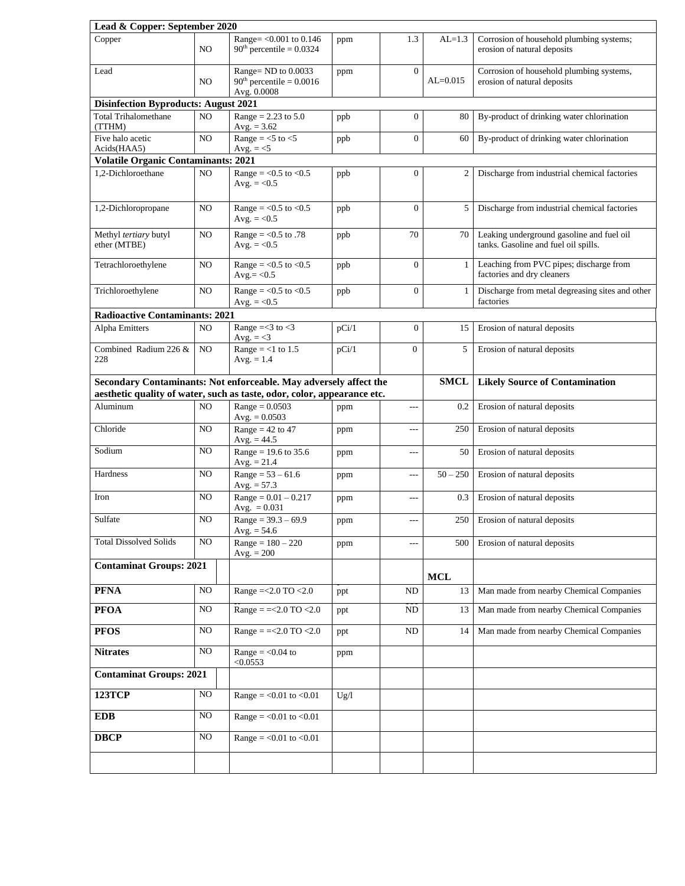| **Lead & Copper: September 2020** | | | | | | |
|---|---|---|---|---|---|---|
| Copper | NO | Range= <0.001 to 0.146<br>90[th] percentile = 0.0324 | ppm | 1.3 | AL=1.3 | Corrosion of household plumbing systems; erosion of natural deposits |
| Lead | NO | Range= ND to 0.0033<br>90[th] percentile = 0.0016<br>Avg. 0.0008 | ppm | 0 | AL=0.015 | Corrosion of household plumbing systems, erosion of natural deposits |
| **Disinfection Byproducts: August 2021** | | | | | | |
| Total Trihalomethane (TTHM) | NO | Range = 2.23 to 5.0<br>Avg. = 3.62 | ppb | 0 | 80 | By-product of drinking water chlorination |
| Five halo acetic Acids(HAA5) | NO | Range = <5 to <5<br>Avg. = <5 | ppb | 0 | 60 | By-product of drinking water chlorination |
| **Volatile Organic Contaminants: 2021** | | | | | | |
| 1,2-Dichloroethane | NO | Range = <0.5 to <0.5<br>Avg. = <0.5 | ppb | 0 | 2 | Discharge from industrial chemical factories |
| 1,2-Dichloropropane | NO | Range = <0.5 to <0.5<br>Avg. = <0.5 | ppb | 0 | 5 | Discharge from industrial chemical factories |
| Methyl *tertiary* butyl ether (MTBE) | NO | Range = <0.5 to .78<br>Avg. = <0.5 | ppb | 70 | 70 | Leaking underground gasoline and fuel oil tanks. Gasoline and fuel oil spills. |
| Tetrachloroethylene | NO | Range = <0.5 to <0.5<br>Avg.= <0.5 | ppb | 0 | 1 | Leaching from PVC pipes; discharge from factories and dry cleaners |
| Trichloroethylene | NO | Range = <0.5 to <0.5<br>Avg. = <0.5 | ppb | 0 | 1 | Discharge from metal degreasing sites and other factories |
| **Radioactive Contaminants: 2021** | | | | | | |
| Alpha Emitters | NO | Range =<3 to <3<br>Avg. = <3 | pCi/1 | 0 | 15 | Erosion of natural deposits |
| Combined Radium 226 & 228 | NO | Range = <1 to 1.5<br>Avg. = 1.4 | pCi/1 | 0 | 5 | Erosion of natural deposits |
| **Secondary Contaminants: Not enforceable. May adversely affect the aesthetic quality of water, such as taste, odor, color, appearance etc.** | | | | | **SMCL** | **Likely Source of Contamination** |
| Aluminum | NO | Range = 0.0503<br>Avg. = 0.0503 | ppm | --- | 0.2 | Erosion of natural deposits |
| Chloride | NO | Range = 42 to 47<br>Avg. = 44.5 | ppm | --- | 250 | Erosion of natural deposits |
| Sodium | NO | Range = 19.6 to 35.6<br>Avg. = 21.4 | ppm | --- | 50 | Erosion of natural deposits |
| Hardness | NO | Range = 53 – 61.6<br>Avg. = 57.3 | ppm | --- | 50 – 250 | Erosion of natural deposits |
| Iron | NO | Range = 0.01 – 0.217<br>Avg. = 0.031 | ppm | --- | 0.3 | Erosion of natural deposits |
| Sulfate | NO | Range = 39.3 – 69.9<br>Avg. = 54.6 | ppm | --- | 250 | Erosion of natural deposits |
| Total Dissolved Solids | NO | Range = 180 – 220<br>Avg. = 200 | ppm | --- | 500 | Erosion of natural deposits |
| **Contaminat Groups: 2021** | | | | | **MCL** | |
| **PFNA** | NO | Range =<2.0 TO <2.0 | ppt | ND | 13 | Man made from nearby Chemical Companies |
| **PFOA** | NO | Range = =<2.0 TO <2.0 | ppt | ND | 13 | Man made from nearby Chemical Companies |
| **PFOS** | NO | Range = =<2.0 TO <2.0 | ppt | ND | 14 | Man made from nearby Chemical Companies |
| **Nitrates** | NO | Range = <0.04 to <0.0553 | ppm | | | |
| **Contaminat Groups: 2021** | | | | | | |
| **123TCP** | NO | Range = <0.01 to <0.01 | Ug/l | | | |
| **EDB** | NO | Range = <0.01 to <0.01 | | | | |
| **DBCP** | NO | Range = <0.01 to <0.01 | | | | |
| | | | | | | |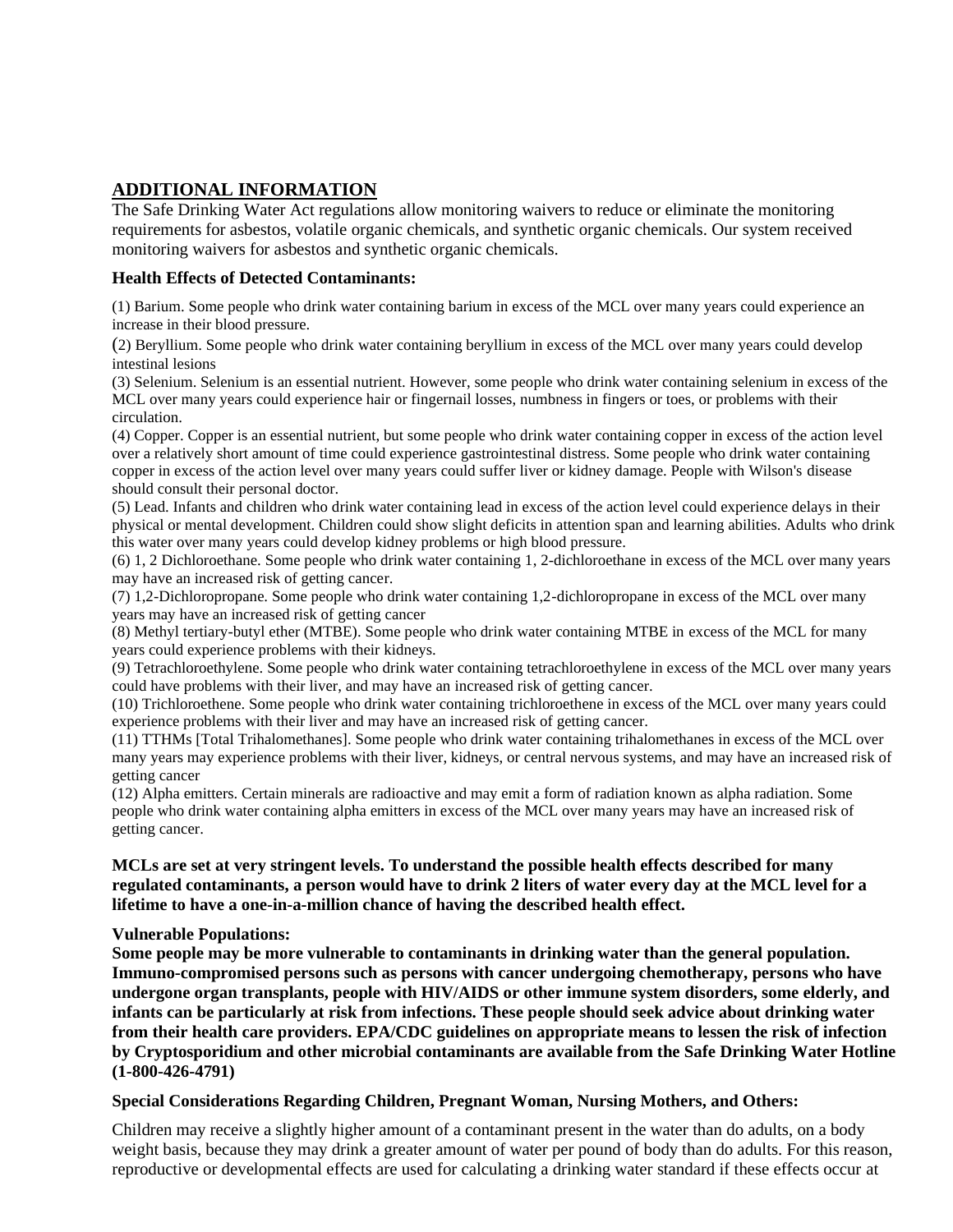## ADDITIONAL INFORMATION

The Safe Drinking Water Act regulations allow monitoring waivers to reduce or eliminate the monitoring requirements for asbestos, volatile organic chemicals, and synthetic organic chemicals. Our system received monitoring waivers for asbestos and synthetic organic chemicals.

**Health Effects of Detected Contaminants:**

(1) Barium. Some people who drink water containing barium in excess of the MCL over many years could experience an increase in their blood pressure.

(2) Beryllium. Some people who drink water containing beryllium in excess of the MCL over many years could develop intestinal lesions

(3) Selenium. Selenium is an essential nutrient. However, some people who drink water containing selenium in excess of the MCL over many years could experience hair or fingernail losses, numbness in fingers or toes, or problems with their circulation.

(4) Copper. Copper is an essential nutrient, but some people who drink water containing copper in excess of the action level over a relatively short amount of time could experience gastrointestinal distress. Some people who drink water containing copper in excess of the action level over many years could suffer liver or kidney damage. People with Wilson's disease should consult their personal doctor.

(5) Lead. Infants and children who drink water containing lead in excess of the action level could experience delays in their physical or mental development. Children could show slight deficits in attention span and learning abilities. Adults who drink this water over many years could develop kidney problems or high blood pressure.

(6) 1, 2 Dichloroethane. Some people who drink water containing 1, 2-dichloroethane in excess of the MCL over many years may have an increased risk of getting cancer.

(7) 1,2-Dichloropropane. Some people who drink water containing 1,2-dichloropropane in excess of the MCL over many years may have an increased risk of getting cancer

(8) Methyl tertiary-butyl ether (MTBE). Some people who drink water containing MTBE in excess of the MCL for many years could experience problems with their kidneys.

(9) Tetrachloroethylene. Some people who drink water containing tetrachloroethylene in excess of the MCL over many years could have problems with their liver, and may have an increased risk of getting cancer.

(10) Trichloroethene. Some people who drink water containing trichloroethene in excess of the MCL over many years could experience problems with their liver and may have an increased risk of getting cancer.

(11) TTHMs [Total Trihalomethanes]. Some people who drink water containing trihalomethanes in excess of the MCL over many years may experience problems with their liver, kidneys, or central nervous systems, and may have an increased risk of getting cancer

(12) Alpha emitters. Certain minerals are radioactive and may emit a form of radiation known as alpha radiation. Some people who drink water containing alpha emitters in excess of the MCL over many years may have an increased risk of getting cancer.

**MCLs are set at very stringent levels. To understand the possible health effects described for many regulated contaminants, a person would have to drink 2 liters of water every day at the MCL level for a lifetime to have a one-in-a-million chance of having the described health effect.**

**Vulnerable Populations:**
**Some people may be more vulnerable to contaminants in drinking water than the general population. Immuno-compromised persons such as persons with cancer undergoing chemotherapy, persons who have undergone organ transplants, people with HIV/AIDS or other immune system disorders, some elderly, and infants can be particularly at risk from infections. These people should seek advice about drinking water from their health care providers. EPA/CDC guidelines on appropriate means to lessen the risk of infection by Cryptosporidium and other microbial contaminants are available from the Safe Drinking Water Hotline (1-800-426-4791)**

**Special Considerations Regarding Children, Pregnant Woman, Nursing Mothers, and Others:**

Children may receive a slightly higher amount of a contaminant present in the water than do adults, on a body weight basis, because they may drink a greater amount of water per pound of body than do adults. For this reason, reproductive or developmental effects are used for calculating a drinking water standard if these effects occur at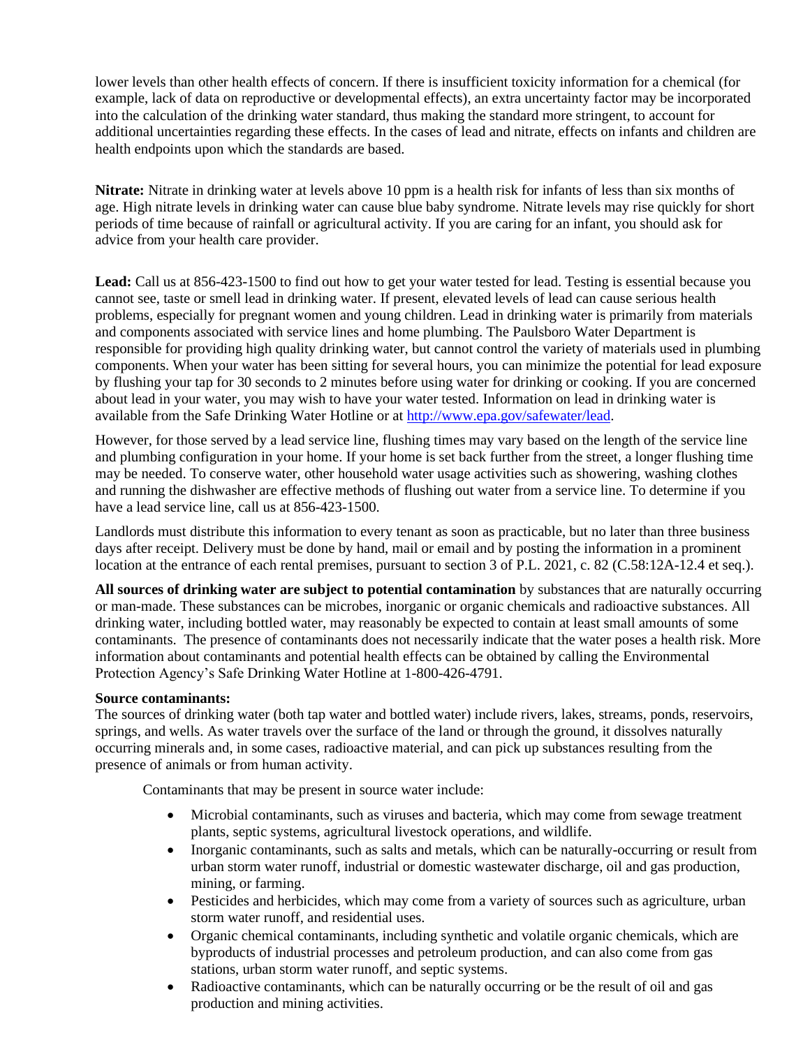lower levels than other health effects of concern. If there is insufficient toxicity information for a chemical (for example, lack of data on reproductive or developmental effects), an extra uncertainty factor may be incorporated into the calculation of the drinking water standard, thus making the standard more stringent, to account for additional uncertainties regarding these effects. In the cases of lead and nitrate, effects on infants and children are health endpoints upon which the standards are based.

**Nitrate:** Nitrate in drinking water at levels above 10 ppm is a health risk for infants of less than six months of age. High nitrate levels in drinking water can cause blue baby syndrome. Nitrate levels may rise quickly for short periods of time because of rainfall or agricultural activity. If you are caring for an infant, you should ask for advice from your health care provider.

**Lead:** Call us at 856-423-1500 to find out how to get your water tested for lead. Testing is essential because you cannot see, taste or smell lead in drinking water. If present, elevated levels of lead can cause serious health problems, especially for pregnant women and young children. Lead in drinking water is primarily from materials and components associated with service lines and home plumbing. The Paulsboro Water Department is responsible for providing high quality drinking water, but cannot control the variety of materials used in plumbing components. When your water has been sitting for several hours, you can minimize the potential for lead exposure by flushing your tap for 30 seconds to 2 minutes before using water for drinking or cooking. If you are concerned about lead in your water, you may wish to have your water tested. Information on lead in drinking water is available from the Safe Drinking Water Hotline or at [http://www.epa.gov/safewater/lead](http://www.epa.gov/safewater/lead).

However, for those served by a lead service line, flushing times may vary based on the length of the service line and plumbing configuration in your home. If your home is set back further from the street, a longer flushing time may be needed. To conserve water, other household water usage activities such as showering, washing clothes and running the dishwasher are effective methods of flushing out water from a service line. To determine if you have a lead service line, call us at 856-423-1500.

Landlords must distribute this information to every tenant as soon as practicable, but no later than three business days after receipt. Delivery must be done by hand, mail or email and by posting the information in a prominent location at the entrance of each rental premises, pursuant to section 3 of P.L. 2021, c. 82 (C.58:12A-12.4 et seq.).

**All sources of drinking water are subject to potential contamination** by substances that are naturally occurring or man-made. These substances can be microbes, inorganic or organic chemicals and radioactive substances. All drinking water, including bottled water, may reasonably be expected to contain at least small amounts of some contaminants. The presence of contaminants does not necessarily indicate that the water poses a health risk. More information about contaminants and potential health effects can be obtained by calling the Environmental Protection Agency's Safe Drinking Water Hotline at 1-800-426-4791.

**Source contaminants:**
The sources of drinking water (both tap water and bottled water) include rivers, lakes, streams, ponds, reservoirs, springs, and wells. As water travels over the surface of the land or through the ground, it dissolves naturally occurring minerals and, in some cases, radioactive material, and can pick up substances resulting from the presence of animals or from human activity.

Contaminants that may be present in source water include:

- Microbial contaminants, such as viruses and bacteria, which may come from sewage treatment plants, septic systems, agricultural livestock operations, and wildlife.
- Inorganic contaminants, such as salts and metals, which can be naturally-occurring or result from urban storm water runoff, industrial or domestic wastewater discharge, oil and gas production, mining, or farming.
- Pesticides and herbicides, which may come from a variety of sources such as agriculture, urban storm water runoff, and residential uses.
- Organic chemical contaminants, including synthetic and volatile organic chemicals, which are byproducts of industrial processes and petroleum production, and can also come from gas stations, urban storm water runoff, and septic systems.
- Radioactive contaminants, which can be naturally occurring or be the result of oil and gas production and mining activities.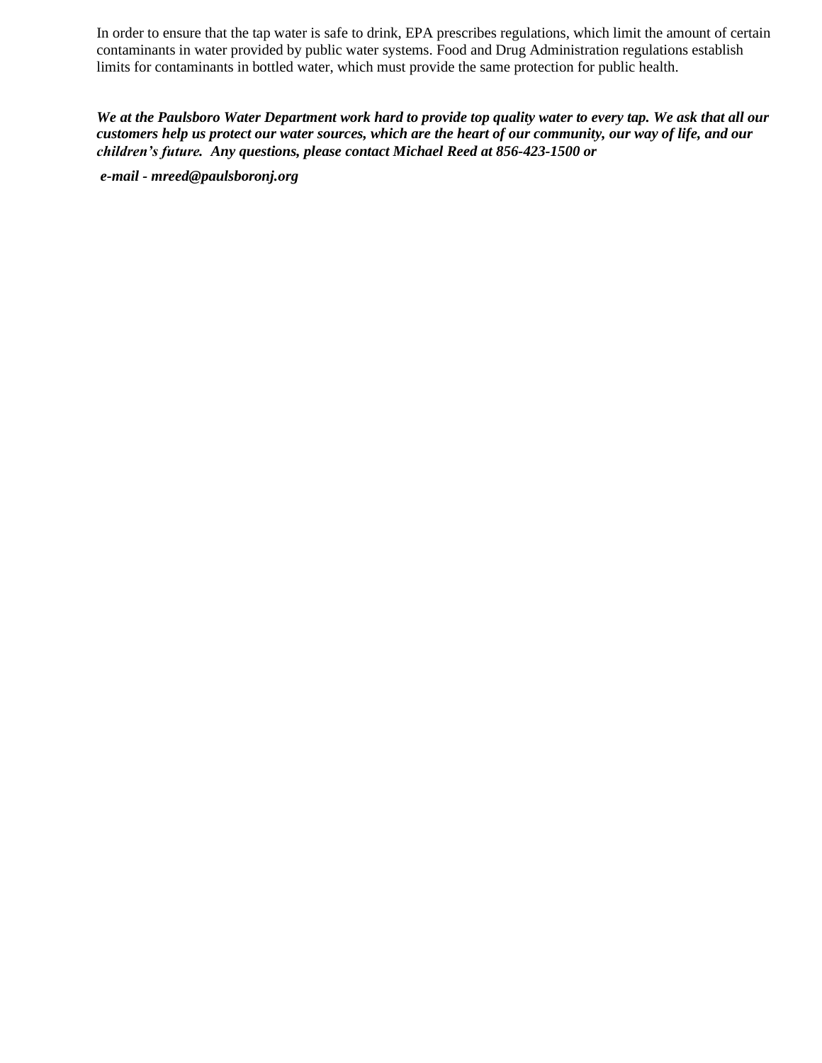In order to ensure that the tap water is safe to drink, EPA prescribes regulations, which limit the amount of certain contaminants in water provided by public water systems. Food and Drug Administration regulations establish limits for contaminants in bottled water, which must provide the same protection for public health.

***We at the Paulsboro Water Department work hard to provide top quality water to every tap. We ask that all our customers help us protect our water sources, which are the heart of our community, our way of life, and our children's future. Any questions, please contact Michael Reed at 856-423-1500 or***

***e-mail - mreed@paulsboronj.org***